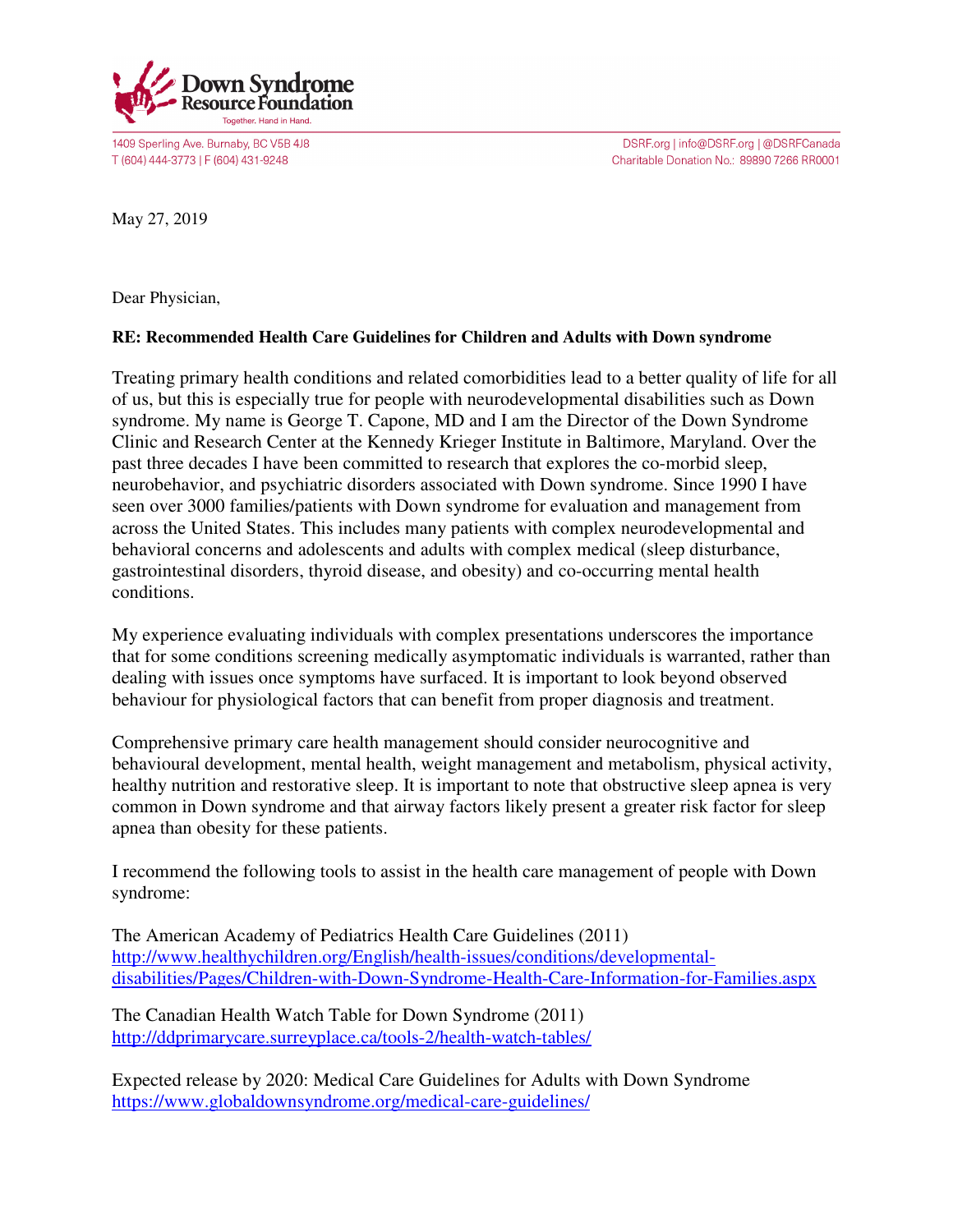Down Syndrome Resource Foundation
Together. Hand in Hand.

1409 Sperling Ave. Burnaby, BC V5B 4J8
T (604) 444-3773 | F (604) 431-9248

DSRF.org | info@DSRF.org | @DSRFCanada
Charitable Donation No.: 89890 7266 RR0001

May 27, 2019

Dear Physician,

**RE: Recommended Health Care Guidelines for Children and Adults with Down syndrome**

Treating primary health conditions and related comorbidities lead to a better quality of life for all of us, but this is especially true for people with neurodevelopmental disabilities such as Down syndrome. My name is George T. Capone, MD and I am the Director of the Down Syndrome Clinic and Research Center at the Kennedy Krieger Institute in Baltimore, Maryland. Over the past three decades I have been committed to research that explores the co-morbid sleep, neurobehavior, and psychiatric disorders associated with Down syndrome. Since 1990 I have seen over 3000 families/patients with Down syndrome for evaluation and management from across the United States. This includes many patients with complex neurodevelopmental and behavioral concerns and adolescents and adults with complex medical (sleep disturbance, gastrointestinal disorders, thyroid disease, and obesity) and co-occurring mental health conditions.

My experience evaluating individuals with complex presentations underscores the importance that for some conditions screening medically asymptomatic individuals is warranted, rather than dealing with issues once symptoms have surfaced. It is important to look beyond observed behaviour for physiological factors that can benefit from proper diagnosis and treatment.

Comprehensive primary care health management should consider neurocognitive and behavioural development, mental health, weight management and metabolism, physical activity, healthy nutrition and restorative sleep. It is important to note that obstructive sleep apnea is very common in Down syndrome and that airway factors likely present a greater risk factor for sleep apnea than obesity for these patients.

I recommend the following tools to assist in the health care management of people with Down syndrome:

The American Academy of Pediatrics Health Care Guidelines (2011)
http://www.healthychildren.org/English/health-issues/conditions/developmental-disabilities/Pages/Children-with-Down-Syndrome-Health-Care-Information-for-Families.aspx

The Canadian Health Watch Table for Down Syndrome (2011)
http://ddprimarycare.surreyplace.ca/tools-2/health-watch-tables/

Expected release by 2020: Medical Care Guidelines for Adults with Down Syndrome
https://www.globaldownsyndrome.org/medical-care-guidelines/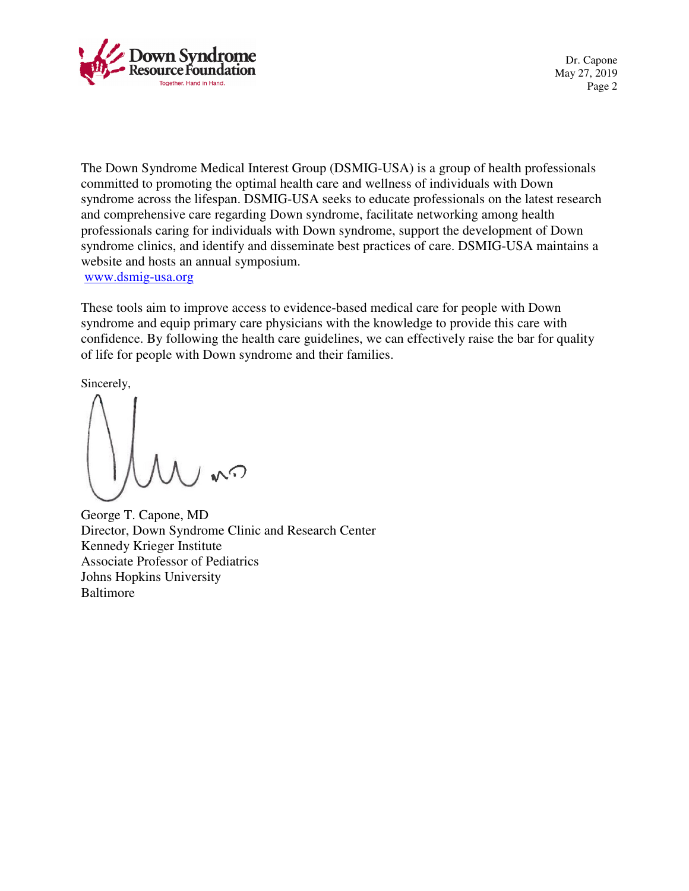The Down Syndrome Medical Interest Group (DSMIG-USA) is a group of health professionals committed to promoting the optimal health care and wellness of individuals with Down syndrome across the lifespan. DSMIG-USA seeks to educate professionals on the latest research and comprehensive care regarding Down syndrome, facilitate networking among health professionals caring for individuals with Down syndrome, support the development of Down syndrome clinics, and identify and disseminate best practices of care. DSMIG-USA maintains a website and hosts an annual symposium.
www.dsmig-usa.org

These tools aim to improve access to evidence-based medical care for people with Down syndrome and equip primary care physicians with the knowledge to provide this care with confidence. By following the health care guidelines, we can effectively raise the bar for quality of life for people with Down syndrome and their families.

Sincerely,

George T. Capone, MD
Director, Down Syndrome Clinic and Research Center
Kennedy Krieger Institute
Associate Professor of Pediatrics
Johns Hopkins University
Baltimore